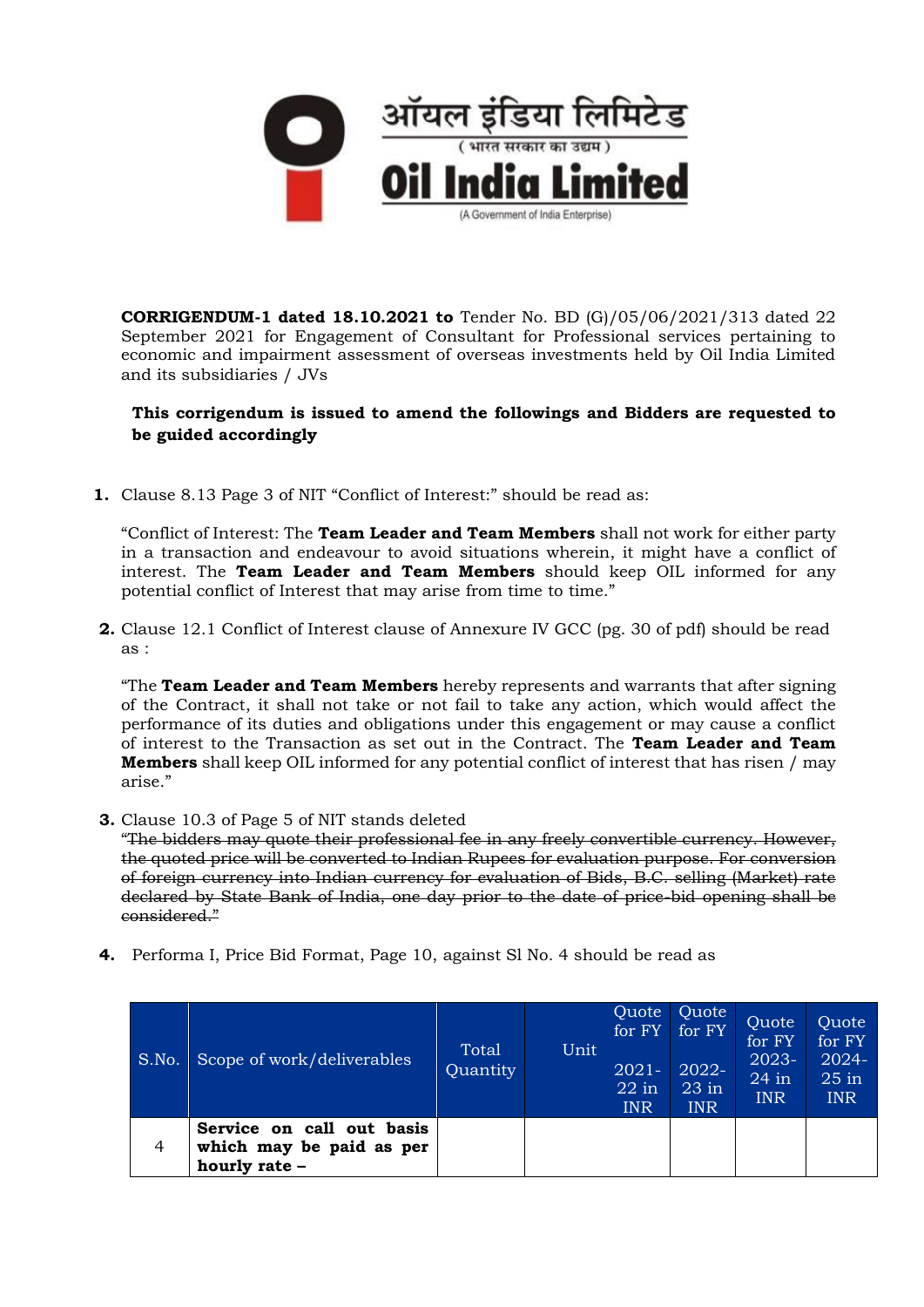ऑयल इंडिया लिमिटेड

( भारत सरकार का उद्यम )

**Oil India Limited**

(A Government of India Enterprise)

**CORRIGENDUM-1 dated 18.10.2021 to** Tender No. BD (G)/05/06/2021/313 dated 22 September 2021 for Engagement of Consultant for Professional services pertaining to economic and impairment assessment of overseas investments held by Oil India Limited and its subsidiaries / JVs

**This corrigendum is issued to amend the followings and Bidders are requested to be guided accordingly**

1. Clause 8.13 Page 3 of NIT "Conflict of Interest:" should be read as:

   "Conflict of Interest: The **Team Leader and Team Members** shall not work for either party in a transaction and endeavour to avoid situations wherein, it might have a conflict of interest. The **Team Leader and Team Members** should keep OIL informed for any potential conflict of Interest that may arise from time to time."

2. Clause 12.1 Conflict of Interest clause of Annexure IV GCC (pg. 30 of pdf) should be read as :

   "The **Team Leader and Team Members** hereby represents and warrants that after signing of the Contract, it shall not take or not fail to take any action, which would affect the performance of its duties and obligations under this engagement or may cause a conflict of interest to the Transaction as set out in the Contract. The **Team Leader and Team Members** shall keep OIL informed for any potential conflict of interest that has risen / may arise."

3. Clause 10.3 of Page 5 of NIT stands deleted

   ~~"The bidders may quote their professional fee in any freely convertible currency. However, the quoted price will be converted to Indian Rupees for evaluation purpose. For conversion of foreign currency into Indian currency for evaluation of Bids, B.C. selling (Market) rate declared by State Bank of India, one day prior to the date of price-bid opening shall be considered."~~

4. Performa I, Price Bid Format, Page 10, against Sl No. 4 should be read as

| S.No. | Scope of work/deliverables | Total Quantity | Unit | Quote for FY 2021-22 in INR | Quote for FY 2022-23 in INR | Quote for FY 2023-24 in INR | Quote for FY 2024-25 in INR |
|---|---|---|---|---|---|---|---|
| 4 | **Service on call out basis which may be paid as per hourly rate –** | | | | | | |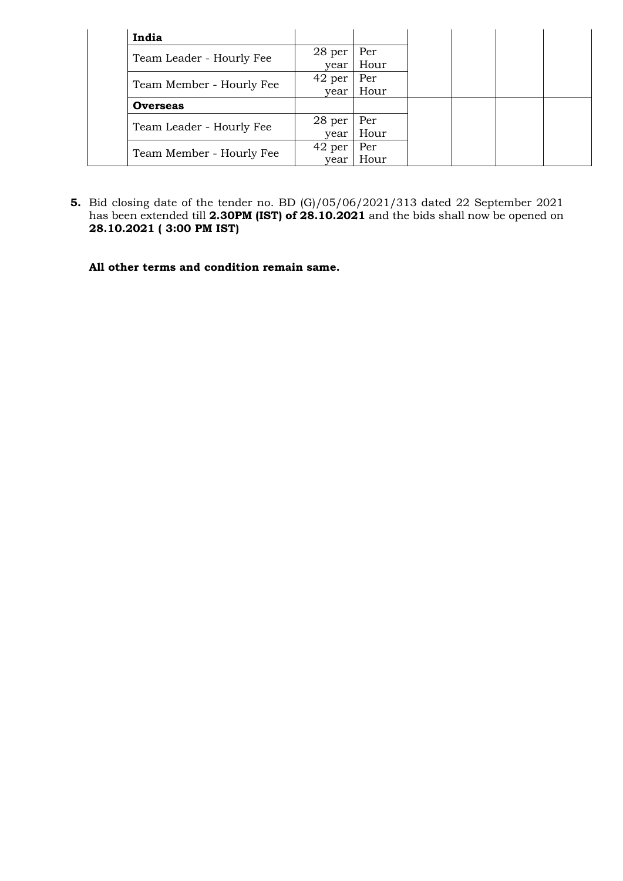| | | | | | | | |
|---|---|---|---|---|---|---|---|
| | **India** | | | | | | |
| | Team Leader - Hourly Fee | 28 per year | Per Hour | | | | |
| | Team Member - Hourly Fee | 42 per year | Per Hour | | | | |
| | **Overseas** | | | | | | |
| | Team Leader - Hourly Fee | 28 per year | Per Hour | | | | |
| | Team Member - Hourly Fee | 42 per year | Per Hour | | | | |

**5.** Bid closing date of the tender no. BD (G)/05/06/2021/313 dated 22 September 2021 has been extended till **2.30PM (IST) of 28.10.2021** and the bids shall now be opened on **28.10.2021 ( 3:00 PM IST)**

**All other terms and condition remain same.**